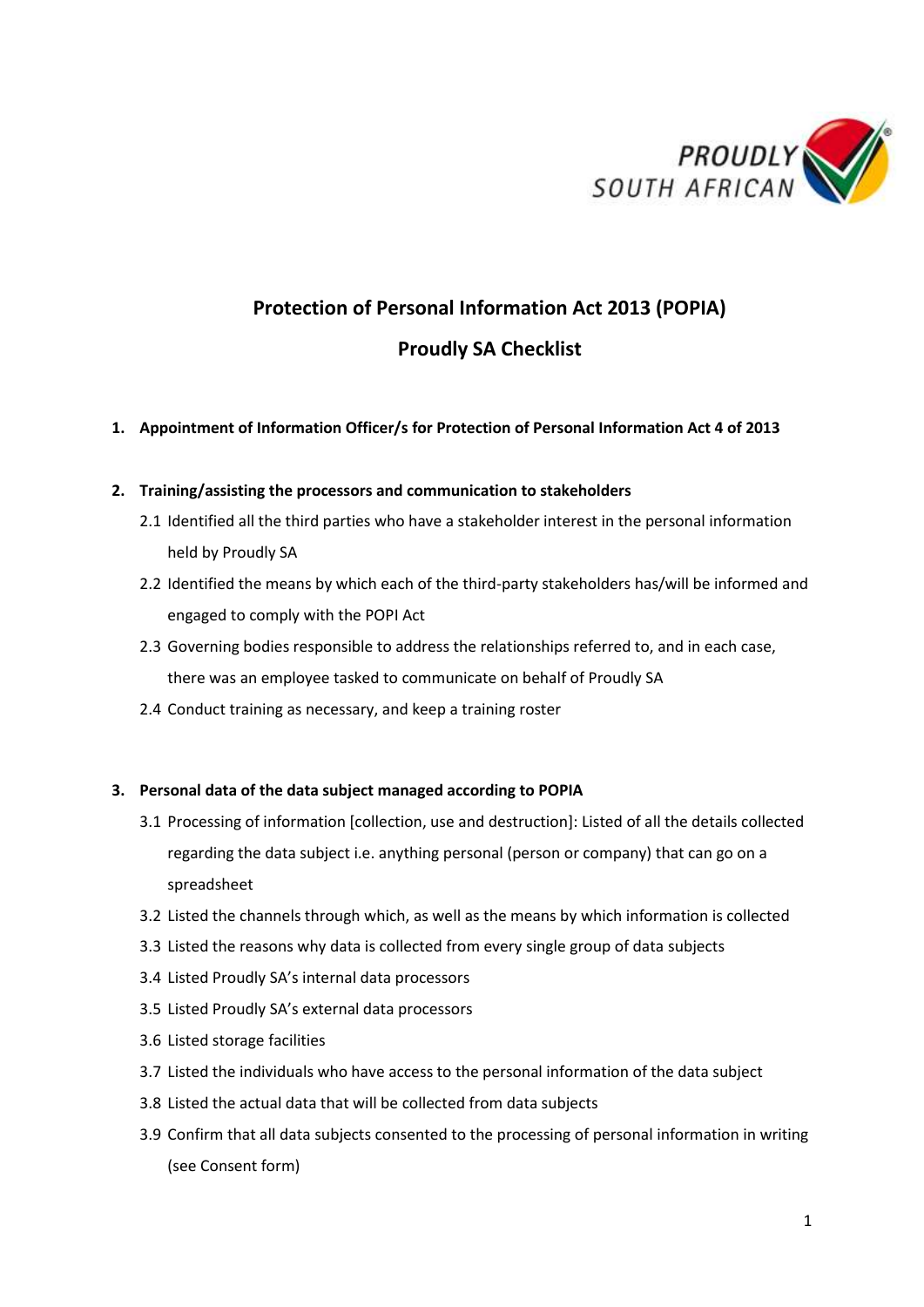# Protection of Personal Information Act 2013 (POPIA)

# Proudly SA Checklist

1. **Appointment of Information Officer/s for Protection of Personal Information Act 4 of 2013**

2. **Training/assisting the processors and communication to stakeholders**

   2.1 Identified all the third parties who have a stakeholder interest in the personal information held by Proudly SA

   2.2 Identified the means by which each of the third-party stakeholders has/will be informed and engaged to comply with the POPI Act

   2.3 Governing bodies responsible to address the relationships referred to, and in each case, there was an employee tasked to communicate on behalf of Proudly SA

   2.4 Conduct training as necessary, and keep a training roster

3. **Personal data of the data subject managed according to POPIA**

   3.1 Processing of information [collection, use and destruction]: Listed of all the details collected regarding the data subject i.e. anything personal (person or company) that can go on a spreadsheet

   3.2 Listed the channels through which, as well as the means by which information is collected

   3.3 Listed the reasons why data is collected from every single group of data subjects

   3.4 Listed Proudly SA's internal data processors

   3.5 Listed Proudly SA's external data processors

   3.6 Listed storage facilities

   3.7 Listed the individuals who have access to the personal information of the data subject

   3.8 Listed the actual data that will be collected from data subjects

   3.9 Confirm that all data subjects consented to the processing of personal information in writing (see Consent form)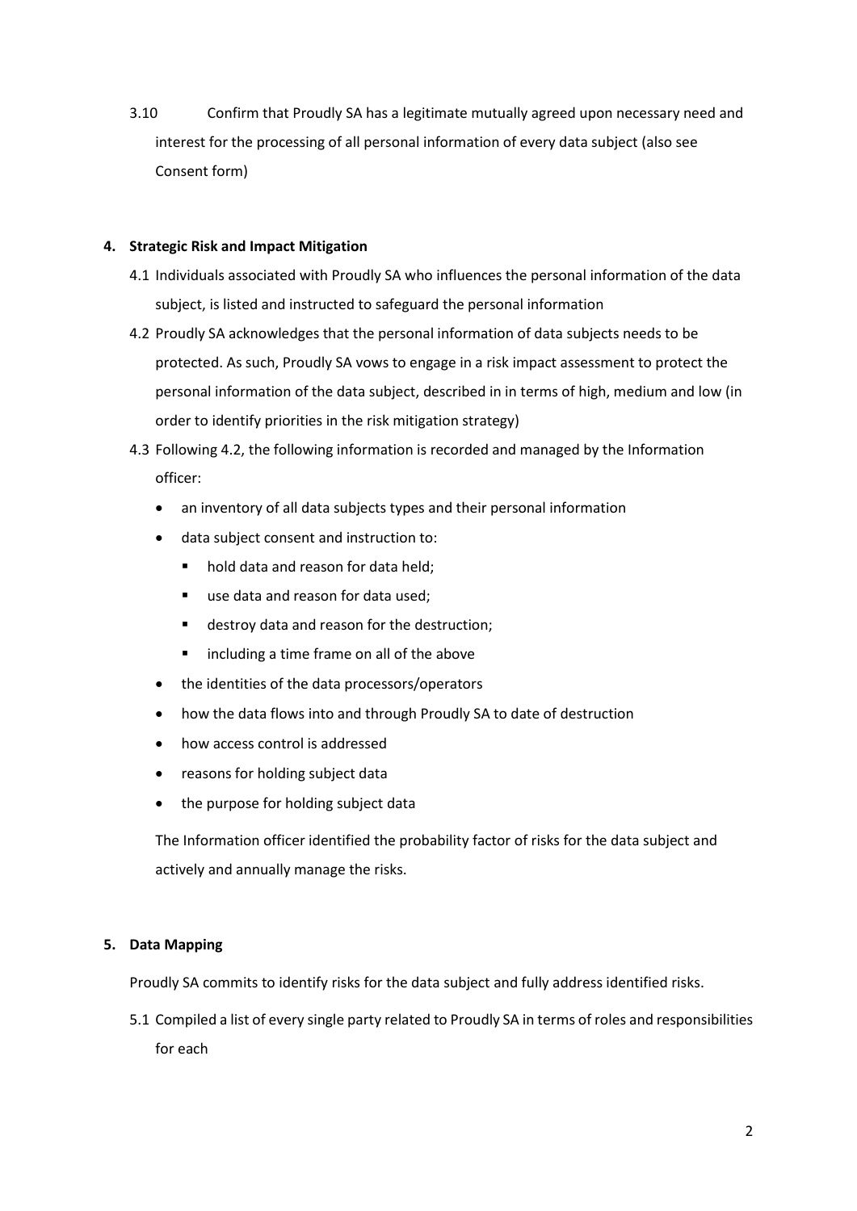3.10 Confirm that Proudly SA has a legitimate mutually agreed upon necessary need and interest for the processing of all personal information of every data subject (also see Consent form)

## 4. Strategic Risk and Impact Mitigation

4.1 Individuals associated with Proudly SA who influences the personal information of the data subject, is listed and instructed to safeguard the personal information

4.2 Proudly SA acknowledges that the personal information of data subjects needs to be protected. As such, Proudly SA vows to engage in a risk impact assessment to protect the personal information of the data subject, described in in terms of high, medium and low (in order to identify priorities in the risk mitigation strategy)

4.3 Following 4.2, the following information is recorded and managed by the Information officer:

- an inventory of all data subjects types and their personal information
- data subject consent and instruction to:
  - hold data and reason for data held;
  - use data and reason for data used;
  - destroy data and reason for the destruction;
  - including a time frame on all of the above
- the identities of the data processors/operators
- how the data flows into and through Proudly SA to date of destruction
- how access control is addressed
- reasons for holding subject data
- the purpose for holding subject data

The Information officer identified the probability factor of risks for the data subject and actively and annually manage the risks.

## 5. Data Mapping

Proudly SA commits to identify risks for the data subject and fully address identified risks.

5.1 Compiled a list of every single party related to Proudly SA in terms of roles and responsibilities for each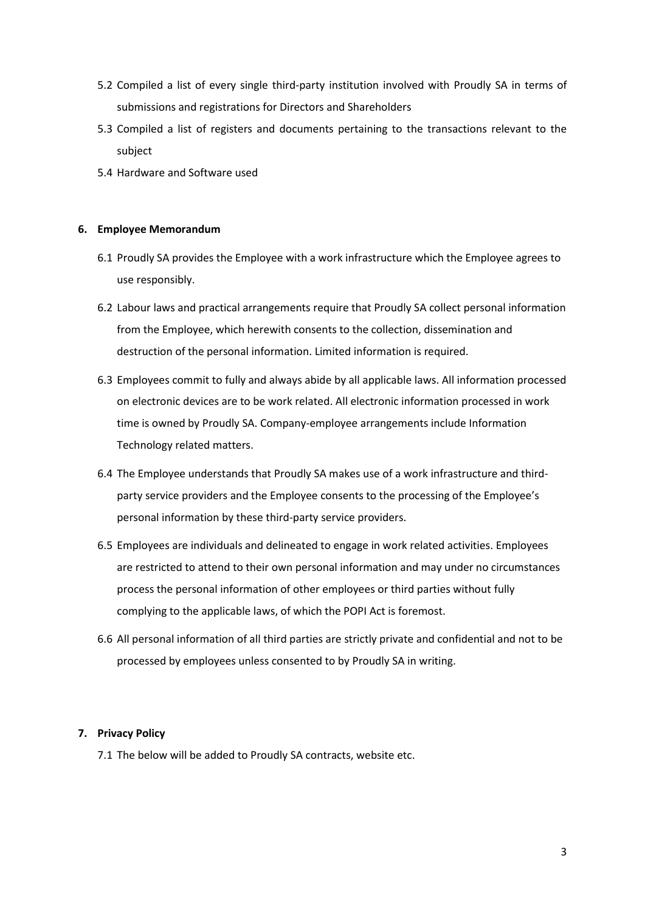5.2 Compiled a list of every single third-party institution involved with Proudly SA in terms of submissions and registrations for Directors and Shareholders

5.3 Compiled a list of registers and documents pertaining to the transactions relevant to the subject

5.4 Hardware and Software used

**6. Employee Memorandum**

6.1 Proudly SA provides the Employee with a work infrastructure which the Employee agrees to use responsibly.

6.2 Labour laws and practical arrangements require that Proudly SA collect personal information from the Employee, which herewith consents to the collection, dissemination and destruction of the personal information. Limited information is required.

6.3 Employees commit to fully and always abide by all applicable laws. All information processed on electronic devices are to be work related. All electronic information processed in work time is owned by Proudly SA. Company-employee arrangements include Information Technology related matters.

6.4 The Employee understands that Proudly SA makes use of a work infrastructure and third-party service providers and the Employee consents to the processing of the Employee's personal information by these third-party service providers.

6.5 Employees are individuals and delineated to engage in work related activities. Employees are restricted to attend to their own personal information and may under no circumstances process the personal information of other employees or third parties without fully complying to the applicable laws, of which the POPI Act is foremost.

6.6 All personal information of all third parties are strictly private and confidential and not to be processed by employees unless consented to by Proudly SA in writing.

**7. Privacy Policy**

7.1 The below will be added to Proudly SA contracts, website etc.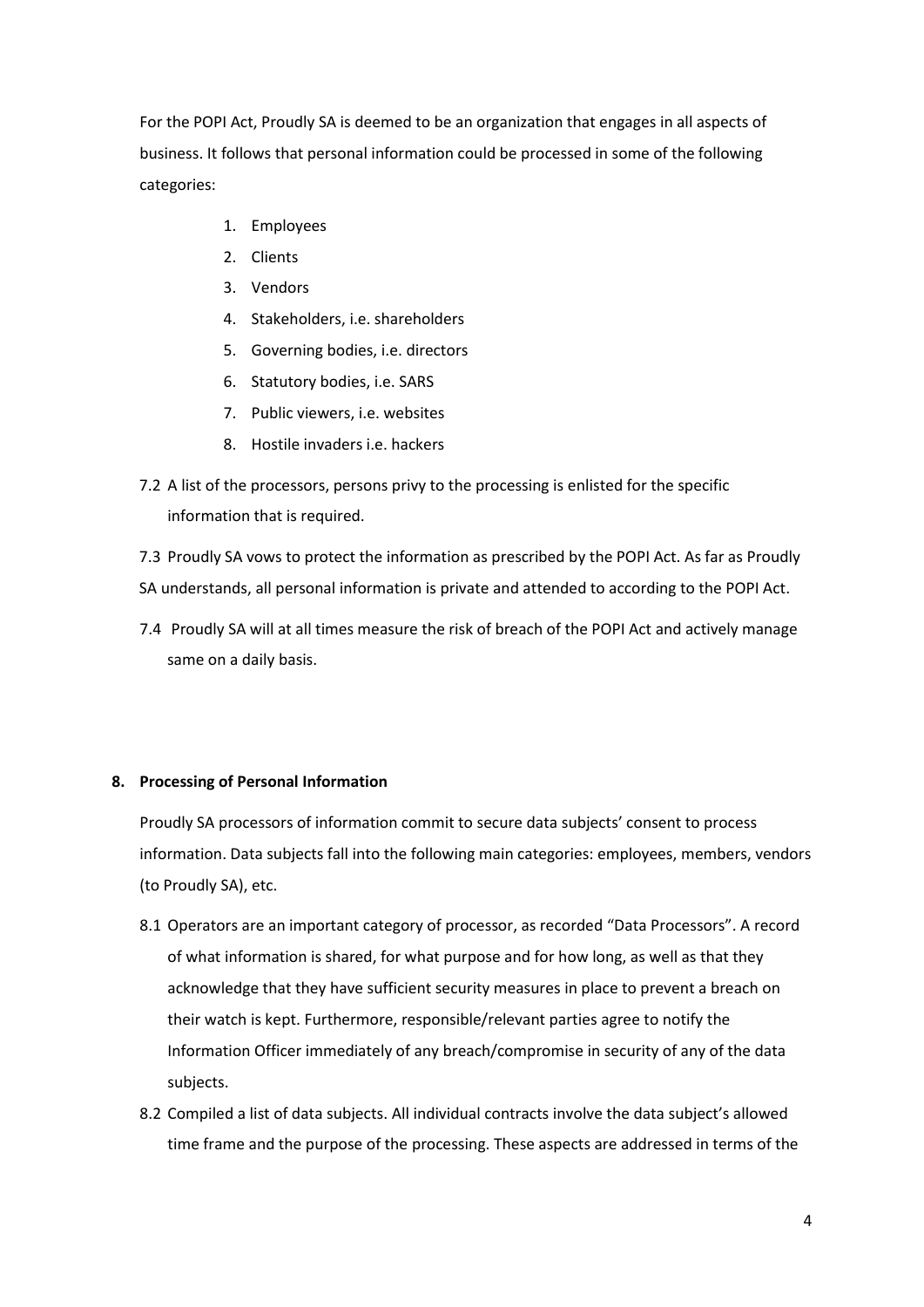For the POPI Act, Proudly SA is deemed to be an organization that engages in all aspects of business. It follows that personal information could be processed in some of the following categories:

1. Employees
2. Clients
3. Vendors
4. Stakeholders, i.e. shareholders
5. Governing bodies, i.e. directors
6. Statutory bodies, i.e. SARS
7. Public viewers, i.e. websites
8. Hostile invaders i.e. hackers

7.2 A list of the processors, persons privy to the processing is enlisted for the specific information that is required.

7.3 Proudly SA vows to protect the information as prescribed by the POPI Act. As far as Proudly SA understands, all personal information is private and attended to according to the POPI Act.

7.4 Proudly SA will at all times measure the risk of breach of the POPI Act and actively manage same on a daily basis.

**8. Processing of Personal Information**

Proudly SA processors of information commit to secure data subjects' consent to process information. Data subjects fall into the following main categories: employees, members, vendors (to Proudly SA), etc.

8.1 Operators are an important category of processor, as recorded "Data Processors". A record of what information is shared, for what purpose and for how long, as well as that they acknowledge that they have sufficient security measures in place to prevent a breach on their watch is kept. Furthermore, responsible/relevant parties agree to notify the Information Officer immediately of any breach/compromise in security of any of the data subjects.

8.2 Compiled a list of data subjects. All individual contracts involve the data subject's allowed time frame and the purpose of the processing. These aspects are addressed in terms of the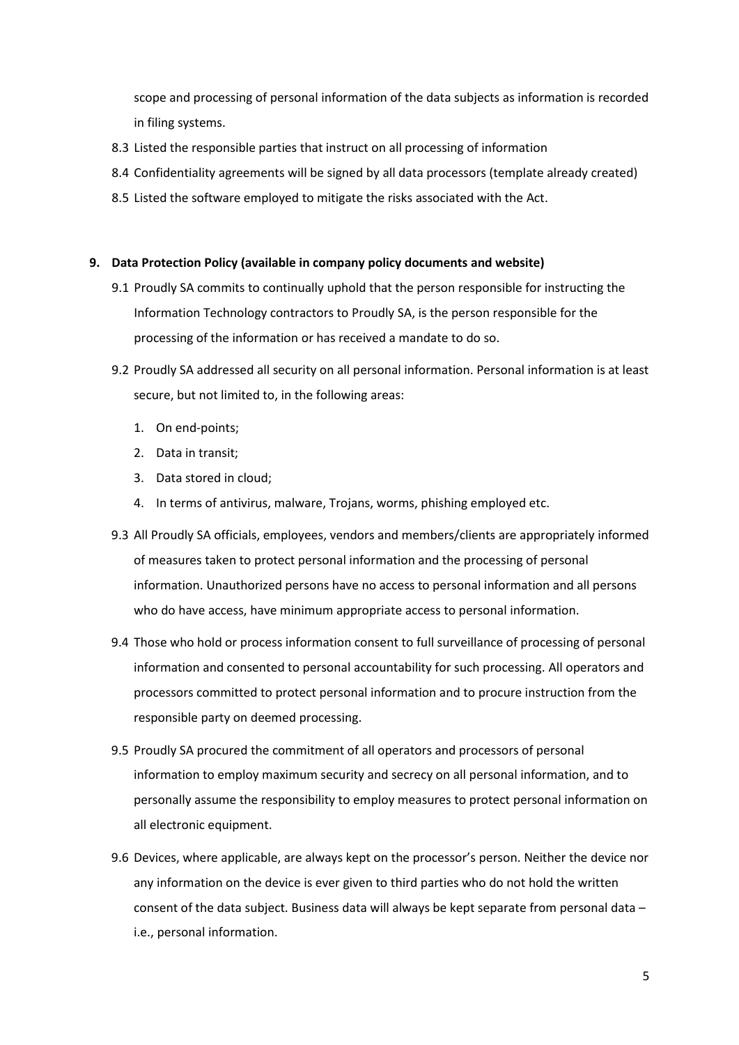scope and processing of personal information of the data subjects as information is recorded in filing systems.

8.3 Listed the responsible parties that instruct on all processing of information

8.4 Confidentiality agreements will be signed by all data processors (template already created)

8.5 Listed the software employed to mitigate the risks associated with the Act.

**9. Data Protection Policy (available in company policy documents and website)**

9.1 Proudly SA commits to continually uphold that the person responsible for instructing the Information Technology contractors to Proudly SA, is the person responsible for the processing of the information or has received a mandate to do so.

9.2 Proudly SA addressed all security on all personal information. Personal information is at least secure, but not limited to, in the following areas:

1. On end-points;
2. Data in transit;
3. Data stored in cloud;
4. In terms of antivirus, malware, Trojans, worms, phishing employed etc.

9.3 All Proudly SA officials, employees, vendors and members/clients are appropriately informed of measures taken to protect personal information and the processing of personal information. Unauthorized persons have no access to personal information and all persons who do have access, have minimum appropriate access to personal information.

9.4 Those who hold or process information consent to full surveillance of processing of personal information and consented to personal accountability for such processing. All operators and processors committed to protect personal information and to procure instruction from the responsible party on deemed processing.

9.5 Proudly SA procured the commitment of all operators and processors of personal information to employ maximum security and secrecy on all personal information, and to personally assume the responsibility to employ measures to protect personal information on all electronic equipment.

9.6 Devices, where applicable, are always kept on the processor's person. Neither the device nor any information on the device is ever given to third parties who do not hold the written consent of the data subject. Business data will always be kept separate from personal data – i.e., personal information.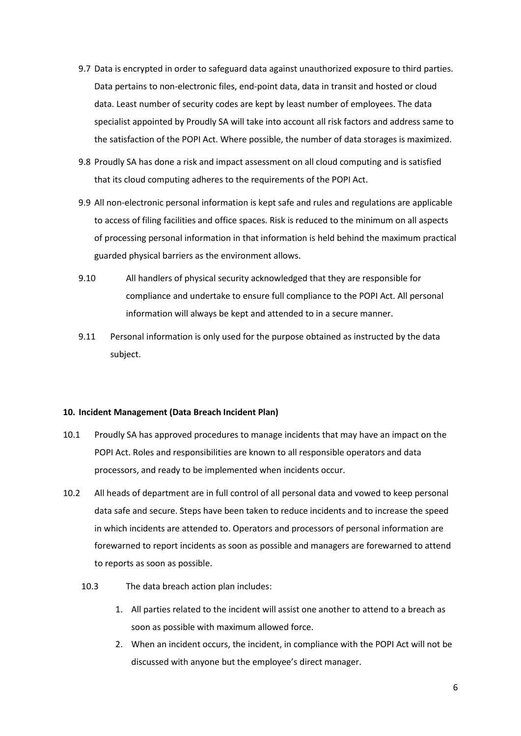9.7 Data is encrypted in order to safeguard data against unauthorized exposure to third parties. Data pertains to non-electronic files, end-point data, data in transit and hosted or cloud data. Least number of security codes are kept by least number of employees. The data specialist appointed by Proudly SA will take into account all risk factors and address same to the satisfaction of the POPI Act. Where possible, the number of data storages is maximized.

9.8 Proudly SA has done a risk and impact assessment on all cloud computing and is satisfied that its cloud computing adheres to the requirements of the POPI Act.

9.9 All non-electronic personal information is kept safe and rules and regulations are applicable to access of filing facilities and office spaces. Risk is reduced to the minimum on all aspects of processing personal information in that information is held behind the maximum practical guarded physical barriers as the environment allows.

9.10 All handlers of physical security acknowledged that they are responsible for compliance and undertake to ensure full compliance to the POPI Act. All personal information will always be kept and attended to in a secure manner.

9.11 Personal information is only used for the purpose obtained as instructed by the data subject.

**10. Incident Management (Data Breach Incident Plan)**

10.1 Proudly SA has approved procedures to manage incidents that may have an impact on the POPI Act. Roles and responsibilities are known to all responsible operators and data processors, and ready to be implemented when incidents occur.

10.2 All heads of department are in full control of all personal data and vowed to keep personal data safe and secure. Steps have been taken to reduce incidents and to increase the speed in which incidents are attended to. Operators and processors of personal information are forewarned to report incidents as soon as possible and managers are forewarned to attend to reports as soon as possible.

10.3 The data breach action plan includes:

1. All parties related to the incident will assist one another to attend to a breach as soon as possible with maximum allowed force.
2. When an incident occurs, the incident, in compliance with the POPI Act will not be discussed with anyone but the employee's direct manager.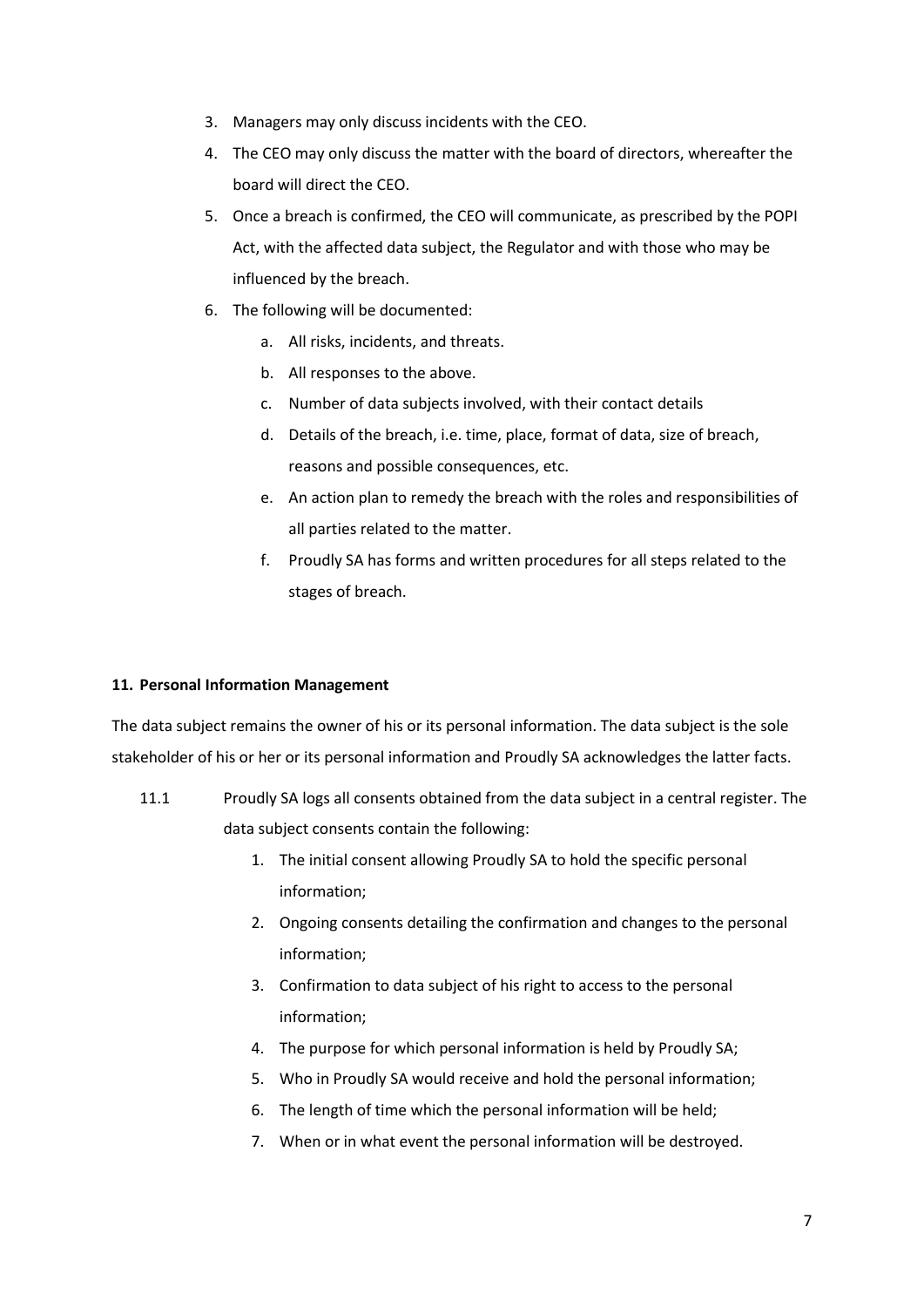3. Managers may only discuss incidents with the CEO.
4. The CEO may only discuss the matter with the board of directors, whereafter the board will direct the CEO.
5. Once a breach is confirmed, the CEO will communicate, as prescribed by the POPI Act, with the affected data subject, the Regulator and with those who may be influenced by the breach.
6. The following will be documented:
   a. All risks, incidents, and threats.
   b. All responses to the above.
   c. Number of data subjects involved, with their contact details
   d. Details of the breach, i.e. time, place, format of data, size of breach, reasons and possible consequences, etc.
   e. An action plan to remedy the breach with the roles and responsibilities of all parties related to the matter.
   f. Proudly SA has forms and written procedures for all steps related to the stages of breach.

**11. Personal Information Management**

The data subject remains the owner of his or its personal information. The data subject is the sole stakeholder of his or her or its personal information and Proudly SA acknowledges the latter facts.

11.1 Proudly SA logs all consents obtained from the data subject in a central register. The data subject consents contain the following:

1. The initial consent allowing Proudly SA to hold the specific personal information;
2. Ongoing consents detailing the confirmation and changes to the personal information;
3. Confirmation to data subject of his right to access to the personal information;
4. The purpose for which personal information is held by Proudly SA;
5. Who in Proudly SA would receive and hold the personal information;
6. The length of time which the personal information will be held;
7. When or in what event the personal information will be destroyed.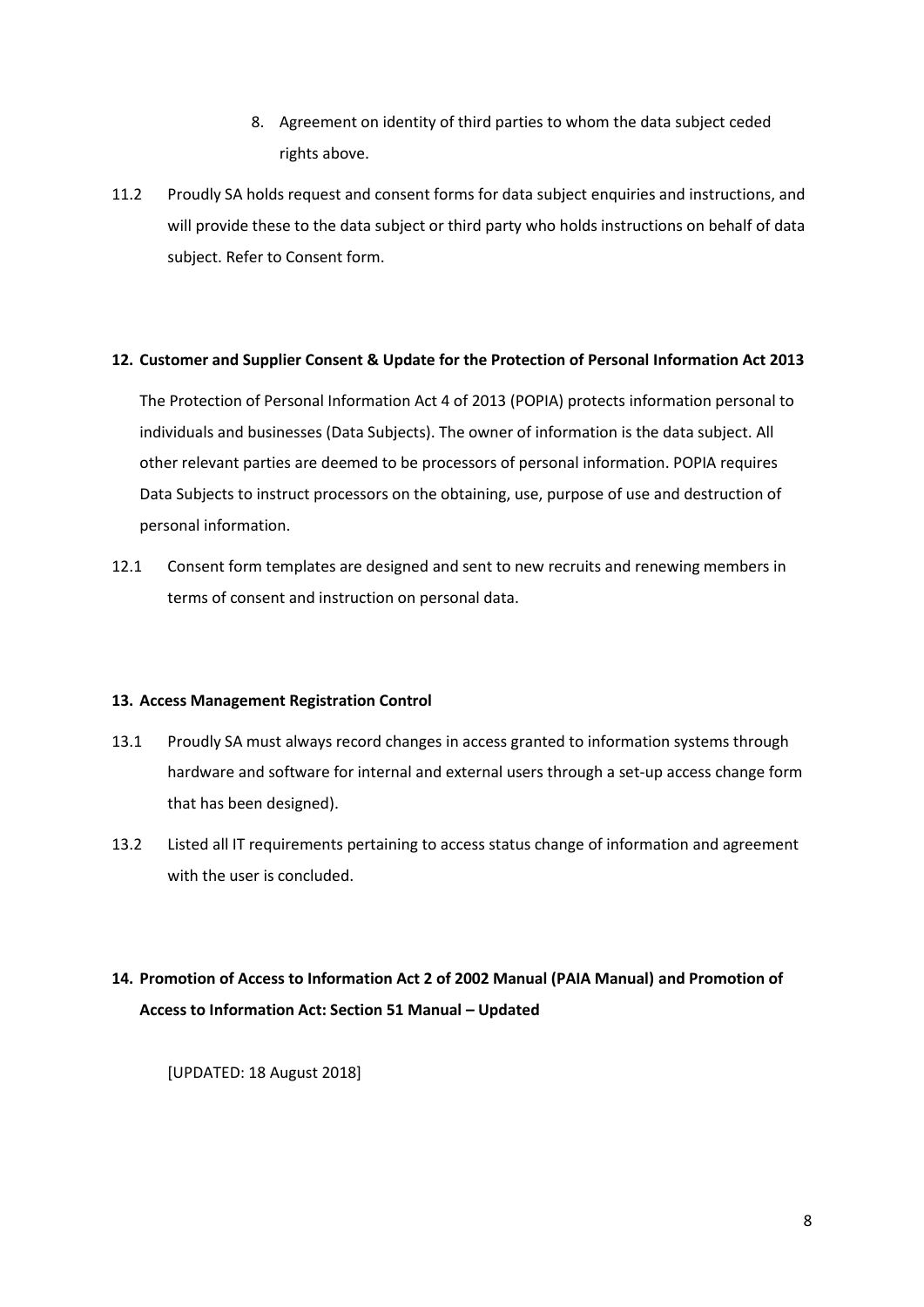8. Agreement on identity of third parties to whom the data subject ceded rights above.

11.2 Proudly SA holds request and consent forms for data subject enquiries and instructions, and will provide these to the data subject or third party who holds instructions on behalf of data subject. Refer to Consent form.

**12. Customer and Supplier Consent & Update for the Protection of Personal Information Act 2013**

The Protection of Personal Information Act 4 of 2013 (POPIA) protects information personal to individuals and businesses (Data Subjects). The owner of information is the data subject. All other relevant parties are deemed to be processors of personal information. POPIA requires Data Subjects to instruct processors on the obtaining, use, purpose of use and destruction of personal information.

12.1 Consent form templates are designed and sent to new recruits and renewing members in terms of consent and instruction on personal data.

**13. Access Management Registration Control**

13.1 Proudly SA must always record changes in access granted to information systems through hardware and software for internal and external users through a set-up access change form that has been designed).

13.2 Listed all IT requirements pertaining to access status change of information and agreement with the user is concluded.

**14. Promotion of Access to Information Act 2 of 2002 Manual (PAIA Manual) and Promotion of Access to Information Act: Section 51 Manual – Updated**

[UPDATED: 18 August 2018]